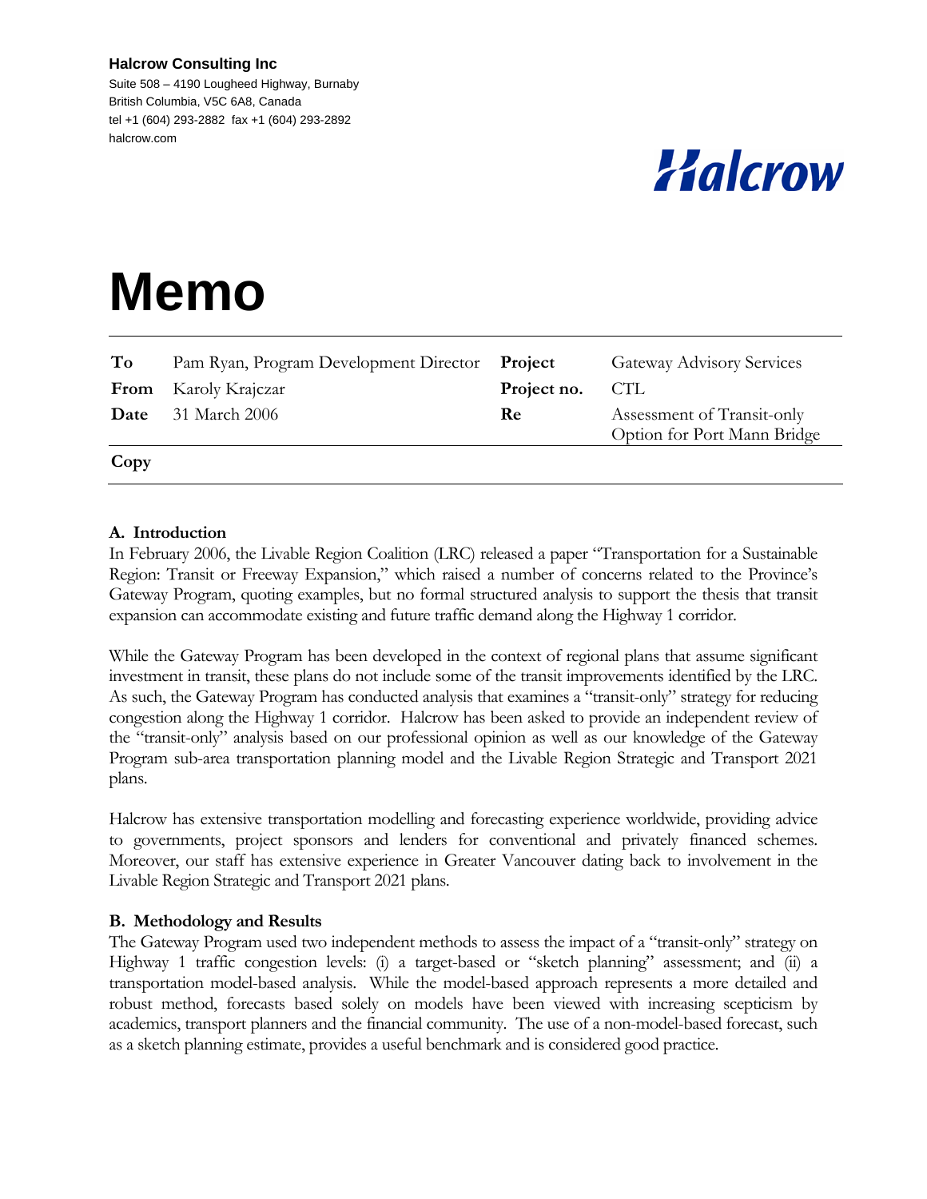**Halcrow Consulting Inc**
Suite 508 – 4190 Lougheed Highway, Burnaby
British Columbia, V5C 6A8, Canada
tel +1 (604) 293-2882 fax +1 (604) 293-2892
halcrow.com

Halcrow

# Memo

| | | | |
|---|---|---|---|
| **To** | Pam Ryan, Program Development Director | **Project** | Gateway Advisory Services |
| **From** | Karoly Krajczar | **Project no.** | CTL |
| **Date** | 31 March 2006 | **Re** | Assessment of Transit-only Option for Port Mann Bridge |
| **Copy** | | | |

### A. Introduction

In February 2006, the Livable Region Coalition (LRC) released a paper "Transportation for a Sustainable Region: Transit or Freeway Expansion," which raised a number of concerns related to the Province's Gateway Program, quoting examples, but no formal structured analysis to support the thesis that transit expansion can accommodate existing and future traffic demand along the Highway 1 corridor.

While the Gateway Program has been developed in the context of regional plans that assume significant investment in transit, these plans do not include some of the transit improvements identified by the LRC. As such, the Gateway Program has conducted analysis that examines a "transit-only" strategy for reducing congestion along the Highway 1 corridor. Halcrow has been asked to provide an independent review of the "transit-only" analysis based on our professional opinion as well as our knowledge of the Gateway Program sub-area transportation planning model and the Livable Region Strategic and Transport 2021 plans.

Halcrow has extensive transportation modelling and forecasting experience worldwide, providing advice to governments, project sponsors and lenders for conventional and privately financed schemes. Moreover, our staff has extensive experience in Greater Vancouver dating back to involvement in the Livable Region Strategic and Transport 2021 plans.

### B. Methodology and Results

The Gateway Program used two independent methods to assess the impact of a "transit-only" strategy on Highway 1 traffic congestion levels: (i) a target-based or "sketch planning" assessment; and (ii) a transportation model-based analysis. While the model-based approach represents a more detailed and robust method, forecasts based solely on models have been viewed with increasing scepticism by academics, transport planners and the financial community. The use of a non-model-based forecast, such as a sketch planning estimate, provides a useful benchmark and is considered good practice.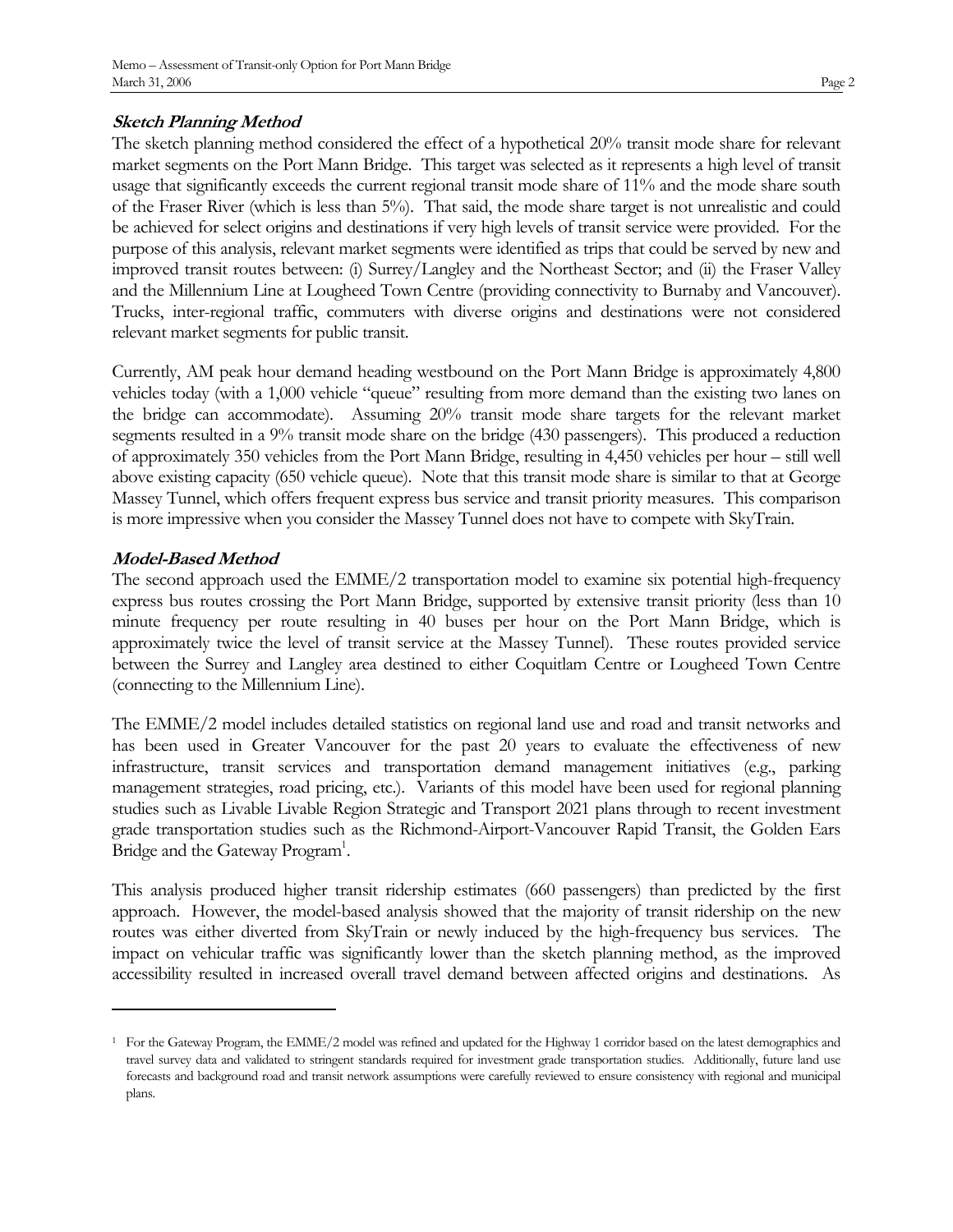### ***Sketch Planning Method***

The sketch planning method considered the effect of a hypothetical 20% transit mode share for relevant market segments on the Port Mann Bridge. This target was selected as it represents a high level of transit usage that significantly exceeds the current regional transit mode share of 11% and the mode share south of the Fraser River (which is less than 5%). That said, the mode share target is not unrealistic and could be achieved for select origins and destinations if very high levels of transit service were provided. For the purpose of this analysis, relevant market segments were identified as trips that could be served by new and improved transit routes between: (i) Surrey/Langley and the Northeast Sector; and (ii) the Fraser Valley and the Millennium Line at Lougheed Town Centre (providing connectivity to Burnaby and Vancouver). Trucks, inter-regional traffic, commuters with diverse origins and destinations were not considered relevant market segments for public transit.

Currently, AM peak hour demand heading westbound on the Port Mann Bridge is approximately 4,800 vehicles today (with a 1,000 vehicle "queue" resulting from more demand than the existing two lanes on the bridge can accommodate). Assuming 20% transit mode share targets for the relevant market segments resulted in a 9% transit mode share on the bridge (430 passengers). This produced a reduction of approximately 350 vehicles from the Port Mann Bridge, resulting in 4,450 vehicles per hour – still well above existing capacity (650 vehicle queue). Note that this transit mode share is similar to that at George Massey Tunnel, which offers frequent express bus service and transit priority measures. This comparison is more impressive when you consider the Massey Tunnel does not have to compete with SkyTrain.

### ***Model-Based Method***

The second approach used the EMME/2 transportation model to examine six potential high-frequency express bus routes crossing the Port Mann Bridge, supported by extensive transit priority (less than 10 minute frequency per route resulting in 40 buses per hour on the Port Mann Bridge, which is approximately twice the level of transit service at the Massey Tunnel). These routes provided service between the Surrey and Langley area destined to either Coquitlam Centre or Lougheed Town Centre (connecting to the Millennium Line).

The EMME/2 model includes detailed statistics on regional land use and road and transit networks and has been used in Greater Vancouver for the past 20 years to evaluate the effectiveness of new infrastructure, transit services and transportation demand management initiatives (e.g., parking management strategies, road pricing, etc.). Variants of this model have been used for regional planning studies such as Livable Livable Region Strategic and Transport 2021 plans through to recent investment grade transportation studies such as the Richmond-Airport-Vancouver Rapid Transit, the Golden Ears Bridge and the Gateway Program[1].

This analysis produced higher transit ridership estimates (660 passengers) than predicted by the first approach. However, the model-based analysis showed that the majority of transit ridership on the new routes was either diverted from SkyTrain or newly induced by the high-frequency bus services. The impact on vehicular traffic was significantly lower than the sketch planning method, as the improved accessibility resulted in increased overall travel demand between affected origins and destinations. As

---

[1] For the Gateway Program, the EMME/2 model was refined and updated for the Highway 1 corridor based on the latest demographics and travel survey data and validated to stringent standards required for investment grade transportation studies. Additionally, future land use forecasts and background road and transit network assumptions were carefully reviewed to ensure consistency with regional and municipal plans.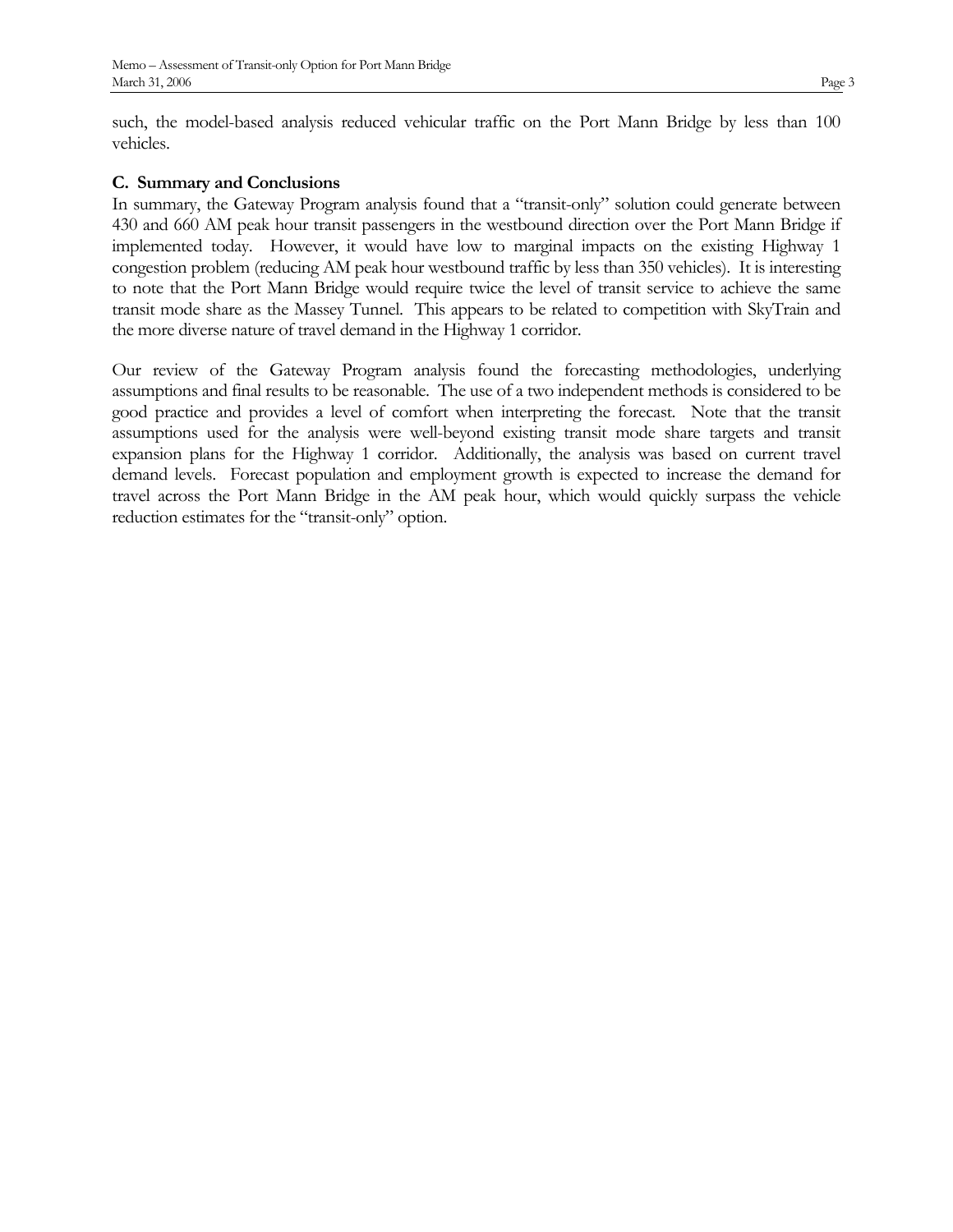such, the model-based analysis reduced vehicular traffic on the Port Mann Bridge by less than 100 vehicles.

### C. Summary and Conclusions

In summary, the Gateway Program analysis found that a "transit-only" solution could generate between 430 and 660 AM peak hour transit passengers in the westbound direction over the Port Mann Bridge if implemented today. However, it would have low to marginal impacts on the existing Highway 1 congestion problem (reducing AM peak hour westbound traffic by less than 350 vehicles). It is interesting to note that the Port Mann Bridge would require twice the level of transit service to achieve the same transit mode share as the Massey Tunnel. This appears to be related to competition with SkyTrain and the more diverse nature of travel demand in the Highway 1 corridor.

Our review of the Gateway Program analysis found the forecasting methodologies, underlying assumptions and final results to be reasonable. The use of a two independent methods is considered to be good practice and provides a level of comfort when interpreting the forecast. Note that the transit assumptions used for the analysis were well-beyond existing transit mode share targets and transit expansion plans for the Highway 1 corridor. Additionally, the analysis was based on current travel demand levels. Forecast population and employment growth is expected to increase the demand for travel across the Port Mann Bridge in the AM peak hour, which would quickly surpass the vehicle reduction estimates for the "transit-only" option.